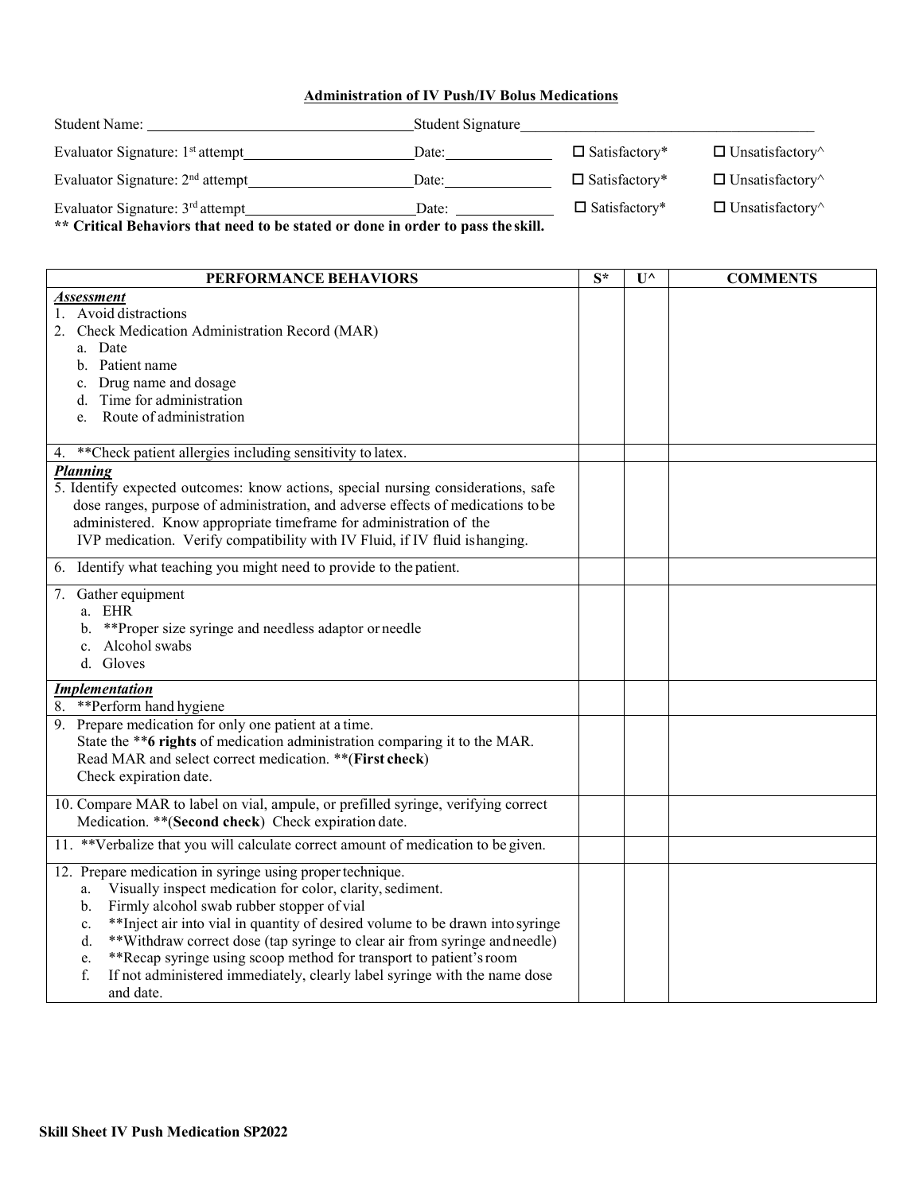## Administration of IV Push/IV Bolus Medications

Student Name: ______________________ Student Signature ______________________

Evaluator Signature: 1st attempt ______________________ Date: __________ ☐ Satisfactory* ☐ Unsatisfactory^

Evaluator Signature: 2nd attempt ______________________ Date: __________ ☐ Satisfactory* ☐ Unsatisfactory^

Evaluator Signature: 3rd attempt ______________________ Date: __________ ☐ Satisfactory* ☐ Unsatisfactory^

**** Critical Behaviors that need to be stated or done in order to pass the skill.**

| PERFORMANCE BEHAVIORS | S* | U^ | COMMENTS |
|---|---|---|---|
| ***Assessment***<br>1. Avoid distractions<br>2. Check Medication Administration Record (MAR)<br>a. Date<br>b. Patient name<br>c. Drug name and dosage<br>d. Time for administration<br>e. Route of administration | | | |
| 4. **Check patient allergies including sensitivity to latex. | | | |
| ***Planning***<br>5. Identify expected outcomes: know actions, special nursing considerations, safe dose ranges, purpose of administration, and adverse effects of medications to be administered. Know appropriate timeframe for administration of the IVP medication. Verify compatibility with IV Fluid, if IV fluid is hanging. | | | |
| 6. Identify what teaching you might need to provide to the patient. | | | |
| 7. Gather equipment<br>a. EHR<br>b. **Proper size syringe and needless adaptor or needle<br>c. Alcohol swabs<br>d. Gloves | | | |
| ***Implementation***<br>8. **Perform hand hygiene | | | |
| 9. Prepare medication for only one patient at a time.<br>State the ****6 rights** of medication administration comparing it to the MAR.<br>Read MAR and select correct medication. **(**First check**)<br>Check expiration date. | | | |
| 10. Compare MAR to label on vial, ampule, or prefilled syringe, verifying correct Medication. **(**Second check**) Check expiration date. | | | |
| 11. **Verbalize that you will calculate correct amount of medication to be given. | | | |
| 12. Prepare medication in syringe using proper technique.<br>a. Visually inspect medication for color, clarity, sediment.<br>b. Firmly alcohol swab rubber stopper of vial<br>c. **Inject air into vial in quantity of desired volume to be drawn into syringe<br>d. **Withdraw correct dose (tap syringe to clear air from syringe and needle)<br>e. **Recap syringe using scoop method for transport to patient's room<br>f. If not administered immediately, clearly label syringe with the name dose and date. | | | |

**Skill Sheet IV Push Medication SP2022**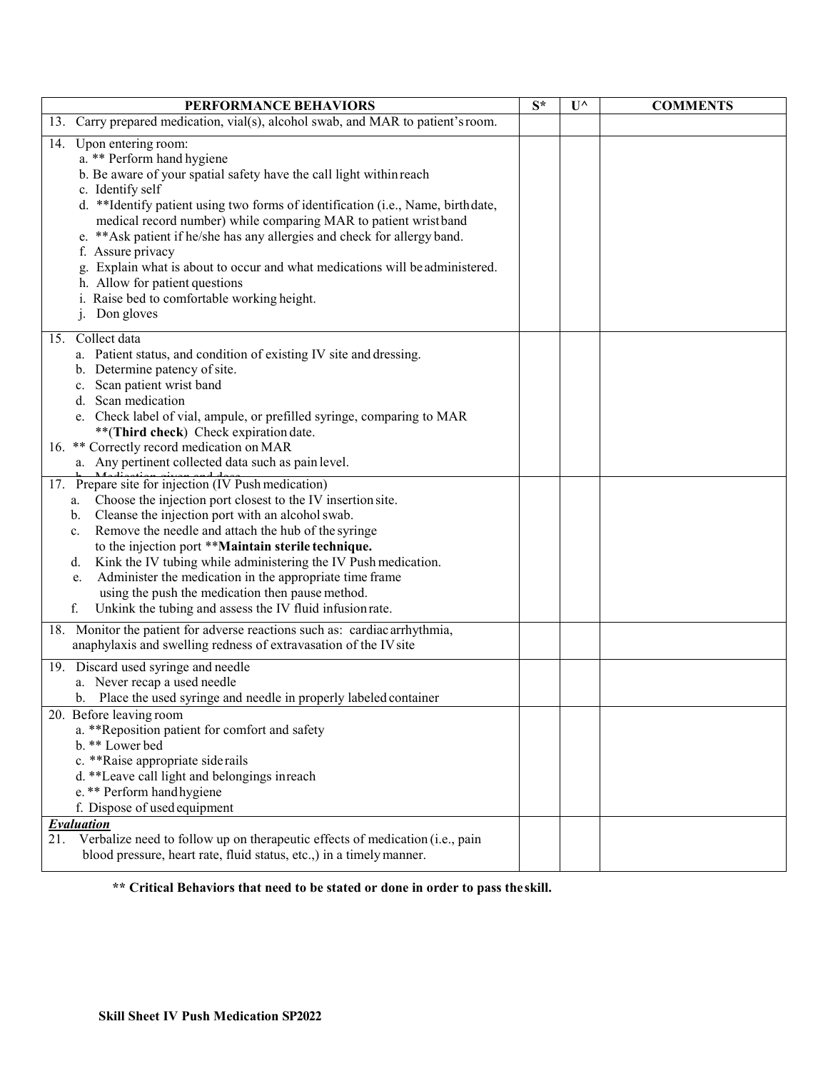| PERFORMANCE BEHAVIORS | S* | U^ | COMMENTS |
|---|---|---|---|
| 13. Carry prepared medication, vial(s), alcohol swab, and MAR to patient's room. | | | |
| 14. Upon entering room:<br>a. ** Perform hand hygiene<br>b. Be aware of your spatial safety have the call light within reach<br>c. Identify self<br>d. **Identify patient using two forms of identification (i.e., Name, birthdate, medical record number) while comparing MAR to patient wristband<br>e. **Ask patient if he/she has any allergies and check for allergy band.<br>f. Assure privacy<br>g. Explain what is about to occur and what medications will be administered.<br>h. Allow for patient questions<br>i. Raise bed to comfortable working height.<br>j. Don gloves | | | |
| 15. Collect data<br>a. Patient status, and condition of existing IV site and dressing.<br>b. Determine patency of site.<br>c. Scan patient wrist band<br>d. Scan medication<br>e. Check label of vial, ampule, or prefilled syringe, comparing to MAR **(**Third check**) Check expiration date.<br>16. ** Correctly record medication on MAR<br>a. Any pertinent collected data such as pain level.<br>b. Medication given and dose | | | |
| 17. Prepare site for injection (IV Push medication)<br>a. Choose the injection port closest to the IV insertion site.<br>b. Cleanse the injection port with an alcohol swab.<br>c. Remove the needle and attach the hub of the syringe to the injection port ****Maintain sterile technique.**<br>d. Kink the IV tubing while administering the IV Push medication.<br>e. Administer the medication in the appropriate time frame using the push the medication then pause method.<br>f. Unkink the tubing and assess the IV fluid infusion rate. | | | |
| 18. Monitor the patient for adverse reactions such as: cardiac arrhythmia, anaphylaxis and swelling redness of extravasation of the IV site | | | |
| 19. Discard used syringe and needle<br>a. Never recap a used needle<br>b. Place the used syringe and needle in properly labeled container | | | |
| 20. Before leaving room<br>a. **Reposition patient for comfort and safety<br>b. ** Lower bed<br>c. **Raise appropriate side rails<br>d. **Leave call light and belongings in reach<br>e. ** Perform hand hygiene<br>f. Dispose of used equipment | | | |
| ***Evaluation***<br>21. Verbalize need to follow up on therapeutic effects of medication (i.e., pain blood pressure, heart rate, fluid status, etc.,) in a timely manner. | | | |

**** Critical Behaviors that need to be stated or done in order to pass the skill.**

**Skill Sheet IV Push Medication SP2022**